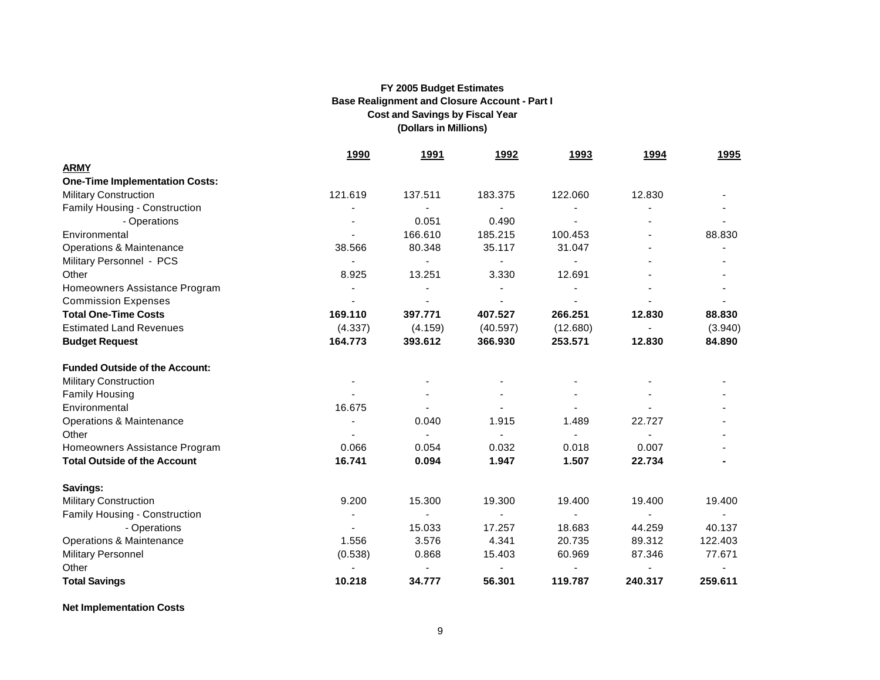**FY 2005 Budget Estimates**
**Base Realignment and Closure Account - Part I**
**Cost and Savings by Fiscal Year**
**(Dollars in Millions)**

| | 1990 | 1991 | 1992 | 1993 | 1994 | 1995 |
|---|---|---|---|---|---|---|
| **ARMY** | | | | | | |
| **One-Time Implementation Costs:** | | | | | | |
| Military Construction | 121.619 | 137.511 | 183.375 | 122.060 | 12.830 | - |
| Family Housing - Construction | - | - | - | - | - | - |
| - Operations | - | 0.051 | 0.490 | - | - | - |
| Environmental | - | 166.610 | 185.215 | 100.453 | - | 88.830 |
| Operations & Maintenance | 38.566 | 80.348 | 35.117 | 31.047 | - | - |
| Military Personnel - PCS | - | - | - | - | - | - |
| Other | 8.925 | 13.251 | 3.330 | 12.691 | - | - |
| Homeowners Assistance Program | - | - | - | - | - | - |
| Commission Expenses | - | - | - | - | - | - |
| **Total One-Time Costs** | **169.110** | **397.771** | **407.527** | **266.251** | **12.830** | **88.830** |
| Estimated Land Revenues | (4.337) | (4.159) | (40.597) | (12.680) | - | (3.940) |
| **Budget Request** | **164.773** | **393.612** | **366.930** | **253.571** | **12.830** | **84.890** |
| | | | | | | |
| **Funded Outside of the Account:** | | | | | | |
| Military Construction | - | - | - | - | - | - |
| Family Housing | - | - | - | - | - | - |
| Environmental | 16.675 | - | - | - | - | - |
| Operations & Maintenance | - | 0.040 | 1.915 | 1.489 | 22.727 | - |
| Other | - | - | - | - | - | - |
| Homeowners Assistance Program | 0.066 | 0.054 | 0.032 | 0.018 | 0.007 | - |
| **Total Outside of the Account** | **16.741** | **0.094** | **1.947** | **1.507** | **22.734** | **-** |
| | | | | | | |
| **Savings:** | | | | | | |
| Military Construction | 9.200 | 15.300 | 19.300 | 19.400 | 19.400 | 19.400 |
| Family Housing - Construction | - | - | - | - | - | - |
| - Operations | - | 15.033 | 17.257 | 18.683 | 44.259 | 40.137 |
| Operations & Maintenance | 1.556 | 3.576 | 4.341 | 20.735 | 89.312 | 122.403 |
| Military Personnel | (0.538) | 0.868 | 15.403 | 60.969 | 87.346 | 77.671 |
| Other | - | - | - | - | - | - |
| **Total Savings** | **10.218** | **34.777** | **56.301** | **119.787** | **240.317** | **259.611** |
| | | | | | | |
| **Net Implementation Costs** | | | | | | |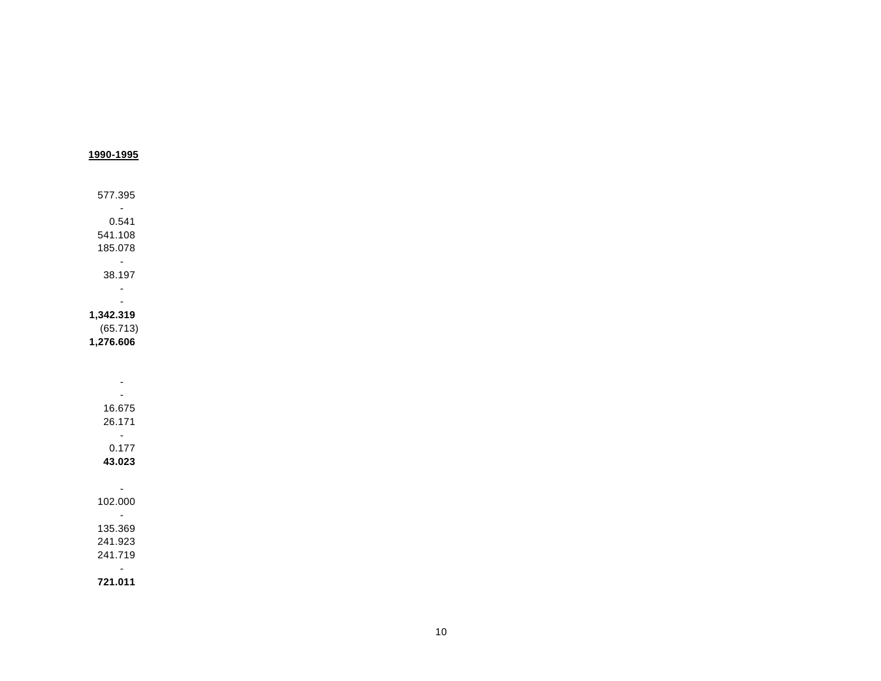| 1990-1995 |
| ---: |
| |
| 577.395 |
| - |
| 0.541 |
| 541.108 |
| 185.078 |
| - |
| 38.197 |
| - |
| - |
| **1,342.319** |
| (65.713) |
| **1,276.606** |
| |
| |
| - |
| - |
| 16.675 |
| 26.171 |
| - |
| 0.177 |
| **43.023** |
| |
| - |
| 102.000 |
| - |
| 135.369 |
| 241.923 |
| 241.719 |
| - |
| **721.011** |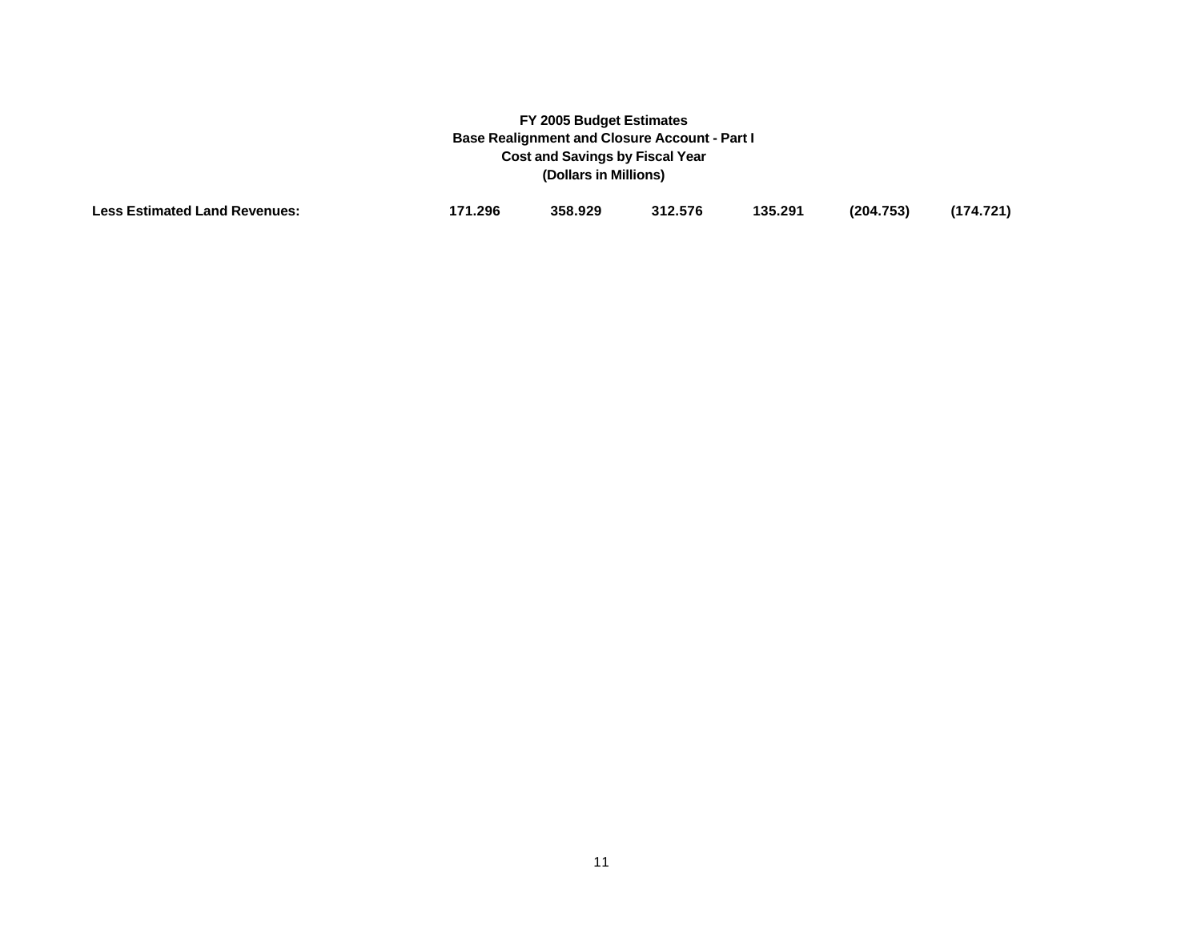**FY 2005 Budget Estimates**
**Base Realignment and Closure Account - Part I**
**Cost and Savings by Fiscal Year**
**(Dollars in Millions)**

| | | | | | | |
|---|---|---|---|---|---|---|
| **Less Estimated Land Revenues:** | **171.296** | **358.929** | **312.576** | **135.291** | **(204.753)** | **(174.721)** |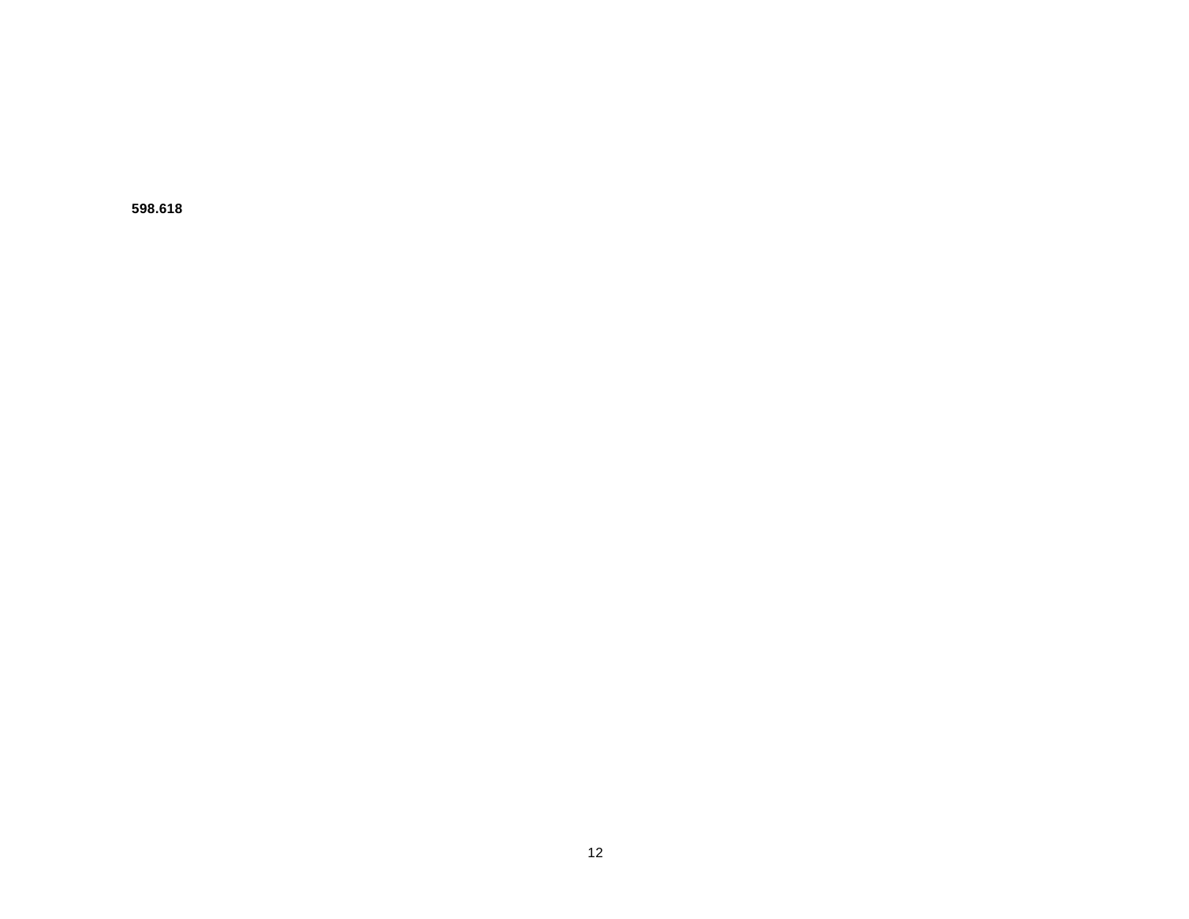**598.618**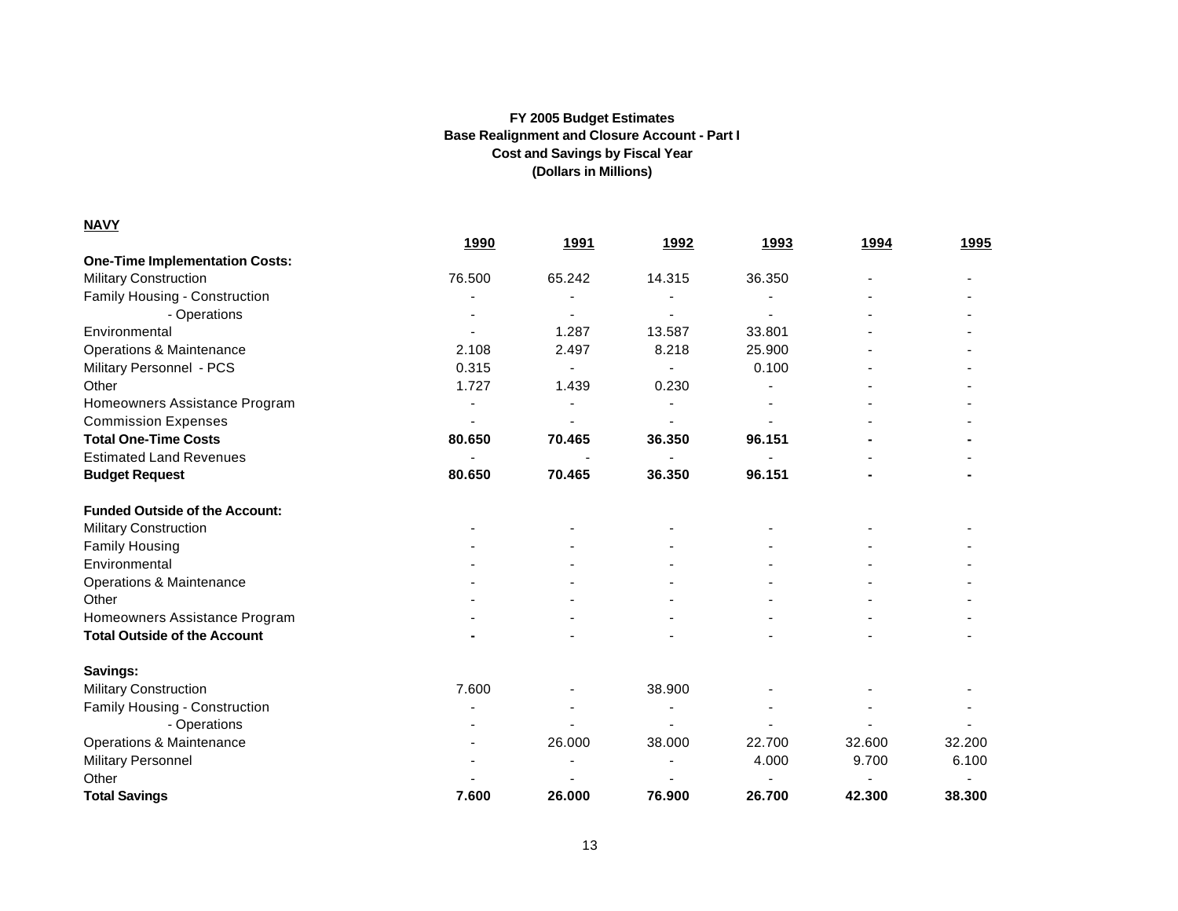**FY 2005 Budget Estimates**
**Base Realignment and Closure Account - Part I**
**Cost and Savings by Fiscal Year**
**(Dollars in Millions)**

**NAVY**

| | 1990 | 1991 | 1992 | 1993 | 1994 | 1995 |
|---|---|---|---|---|---|---|
| **One-Time Implementation Costs:** | | | | | | |
| Military Construction | 76.500 | 65.242 | 14.315 | 36.350 | - | - |
| Family Housing - Construction | - | - | - | - | - | - |
| - Operations | - | - | - | - | - | - |
| Environmental | - | 1.287 | 13.587 | 33.801 | - | - |
| Operations & Maintenance | 2.108 | 2.497 | 8.218 | 25.900 | - | - |
| Military Personnel - PCS | 0.315 | - | - | 0.100 | - | - |
| Other | 1.727 | 1.439 | 0.230 | - | - | - |
| Homeowners Assistance Program | - | - | - | - | - | - |
| Commission Expenses | - | - | - | - | - | - |
| **Total One-Time Costs** | **80.650** | **70.465** | **36.350** | **96.151** | **-** | **-** |
| Estimated Land Revenues | - | - | - | - | - | - |
| **Budget Request** | **80.650** | **70.465** | **36.350** | **96.151** | **-** | **-** |
| | | | | | | |
| **Funded Outside of the Account:** | | | | | | |
| Military Construction | - | - | - | - | - | - |
| Family Housing | - | - | - | - | - | - |
| Environmental | - | - | - | - | - | - |
| Operations & Maintenance | - | - | - | - | - | - |
| Other | - | - | - | - | - | - |
| Homeowners Assistance Program | - | - | - | - | - | - |
| **Total Outside of the Account** | **-** | - | - | - | - | - |
| | | | | | | |
| **Savings:** | | | | | | |
| Military Construction | 7.600 | - | 38.900 | - | - | - |
| Family Housing - Construction | - | - | - | - | - | - |
| - Operations | - | - | - | - | - | - |
| Operations & Maintenance | - | 26.000 | 38.000 | 22.700 | 32.600 | 32.200 |
| Military Personnel | - | - | - | 4.000 | 9.700 | 6.100 |
| Other | - | - | - | - | - | - |
| **Total Savings** | **7.600** | **26.000** | **76.900** | **26.700** | **42.300** | **38.300** |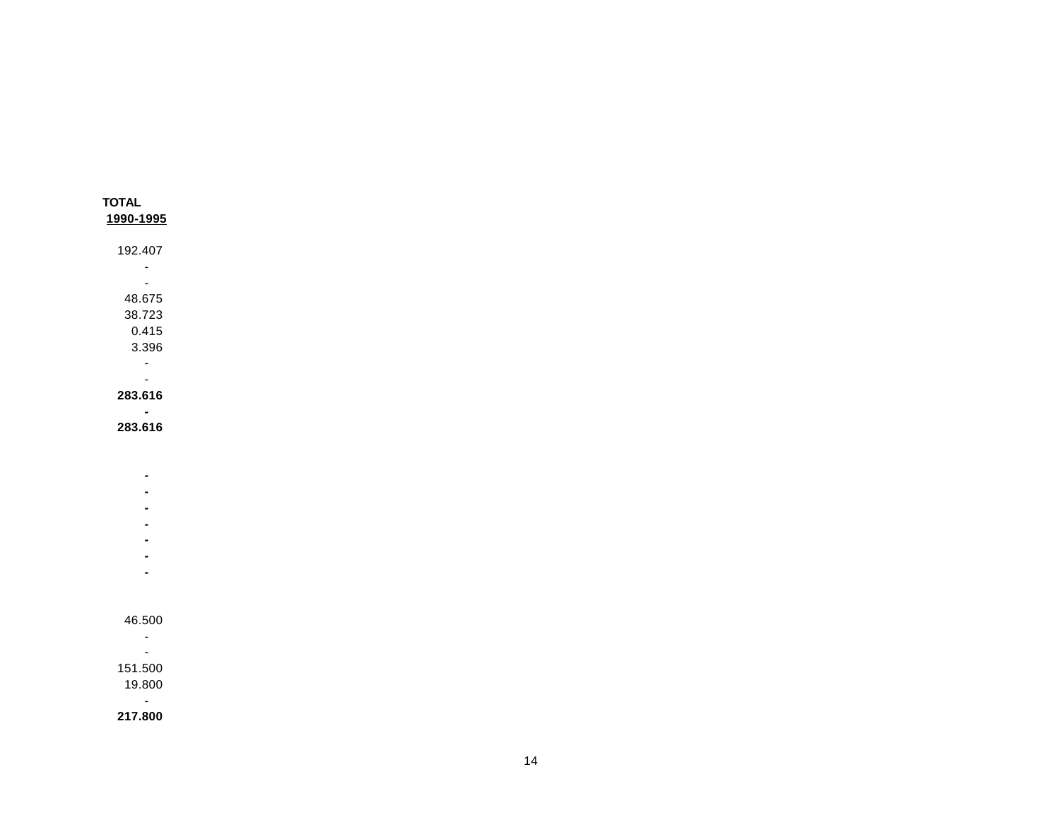| TOTAL |
| --- |
| **1990-1995** |
| |
| 192.407 |
| - |
| - |
| 48.675 |
| 38.723 |
| 0.415 |
| 3.396 |
| - |
| - |
| **283.616** |
| **-** |
| **283.616** |
| |
| |
| **-** |
| **-** |
| **-** |
| **-** |
| **-** |
| **-** |
| **-** |
| |
| |
| 46.500 |
| - |
| - |
| 151.500 |
| 19.800 |
| - |
| **217.800** |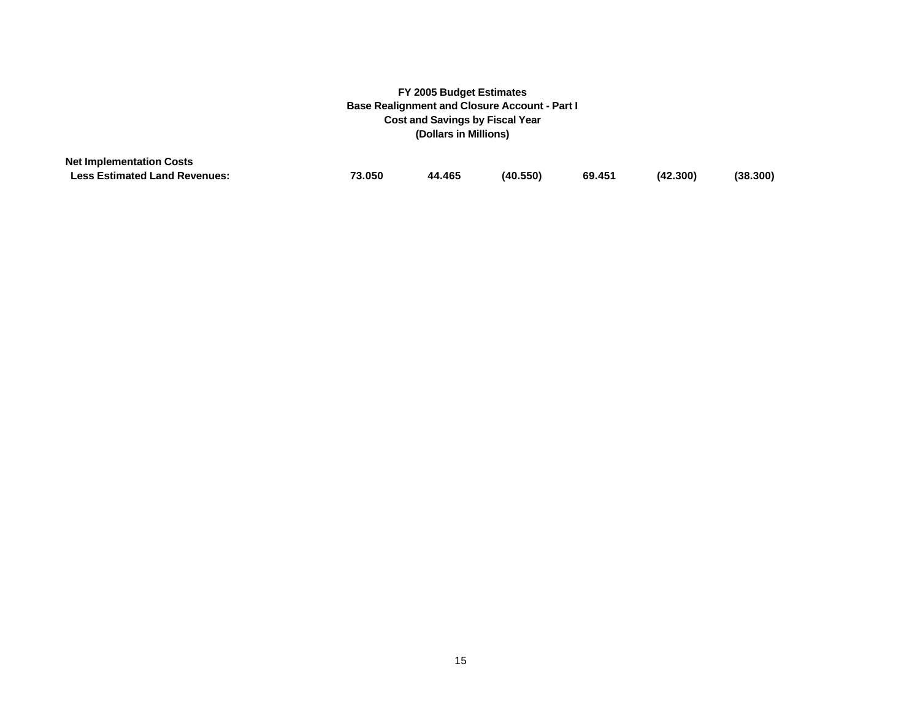**FY 2005 Budget Estimates**
**Base Realignment and Closure Account - Part I**
**Cost and Savings by Fiscal Year**
**(Dollars in Millions)**

| | | | | | | |
|---|---|---|---|---|---|---|
| **Net Implementation Costs** | | | | | | |
| **Less Estimated Land Revenues:** | **73.050** | **44.465** | **(40.550)** | **69.451** | **(42.300)** | **(38.300)** |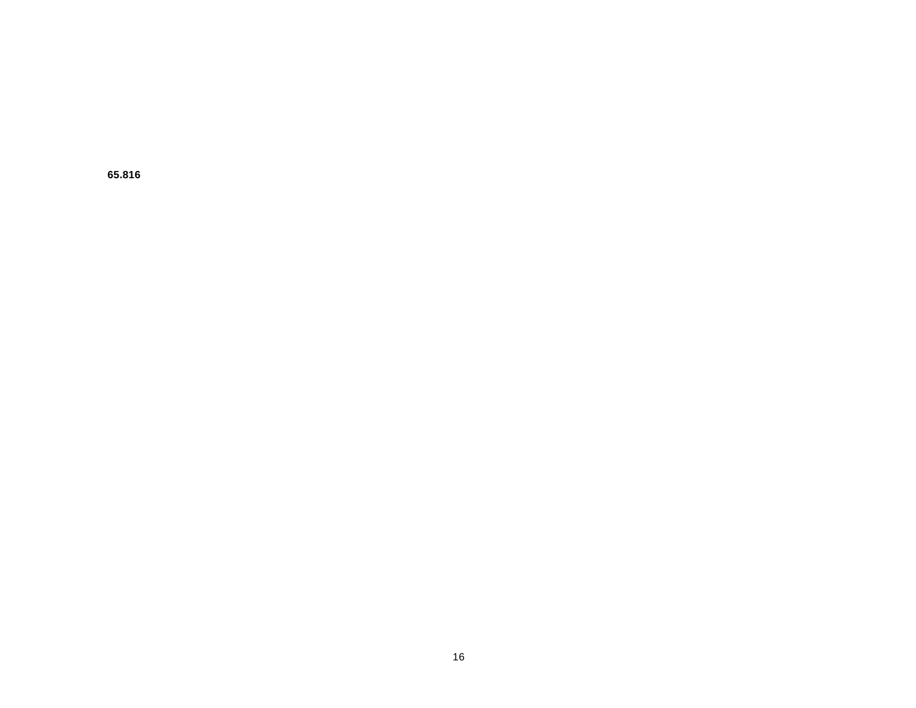**65.816**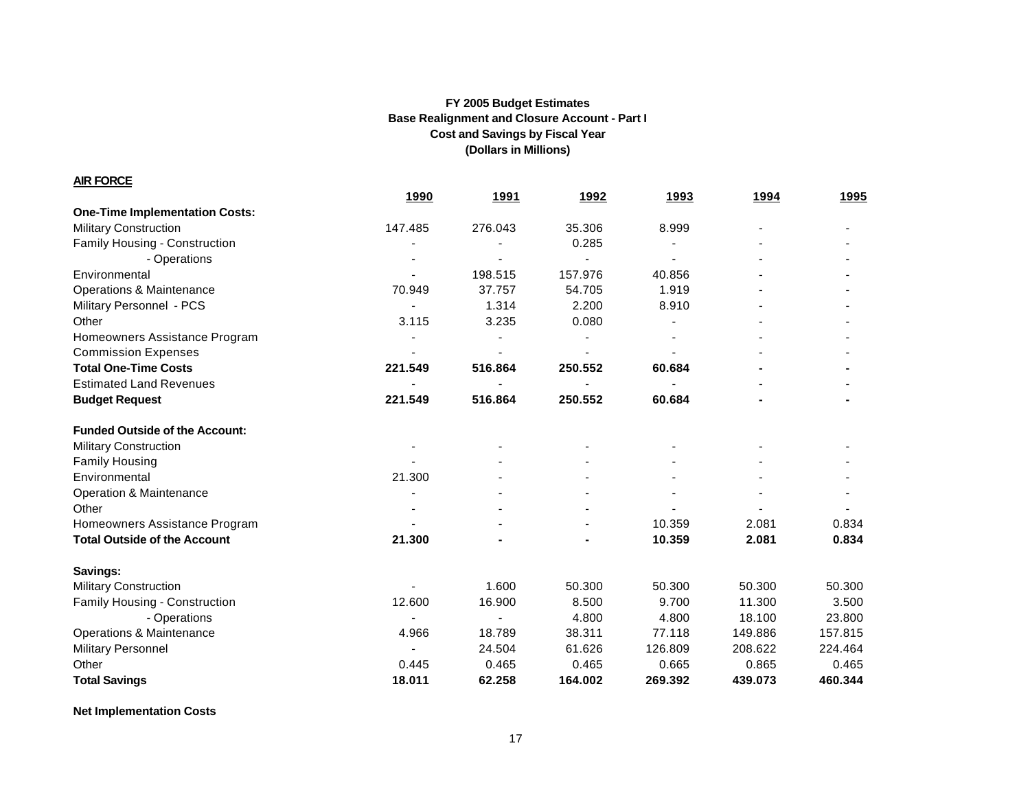**FY 2005 Budget Estimates**
**Base Realignment and Closure Account - Part I**
**Cost and Savings by Fiscal Year**
**(Dollars in Millions)**

**AIR FORCE**

| | 1990 | 1991 | 1992 | 1993 | 1994 | 1995 |
|---|---|---|---|---|---|---|
| **One-Time Implementation Costs:** | | | | | | |
| Military Construction | 147.485 | 276.043 | 35.306 | 8.999 | - | - |
| Family Housing - Construction | - | - | 0.285 | - | - | - |
| - Operations | - | - | - | - | - | - |
| Environmental | - | 198.515 | 157.976 | 40.856 | - | - |
| Operations & Maintenance | 70.949 | 37.757 | 54.705 | 1.919 | - | - |
| Military Personnel - PCS | - | 1.314 | 2.200 | 8.910 | - | - |
| Other | 3.115 | 3.235 | 0.080 | - | - | - |
| Homeowners Assistance Program | - | - | - | - | - | - |
| Commission Expenses | - | - | - | - | - | - |
| **Total One-Time Costs** | **221.549** | **516.864** | **250.552** | **60.684** | **-** | **-** |
| Estimated Land Revenues | - | - | - | - | - | - |
| **Budget Request** | **221.549** | **516.864** | **250.552** | **60.684** | **-** | **-** |
| | | | | | | |
| **Funded Outside of the Account:** | | | | | | |
| Military Construction | - | - | - | - | - | - |
| Family Housing | - | - | - | - | - | - |
| Environmental | 21.300 | - | - | - | - | - |
| Operation & Maintenance | - | - | - | - | - | - |
| Other | - | - | - | - | - | - |
| Homeowners Assistance Program | - | - | - | 10.359 | 2.081 | 0.834 |
| **Total Outside of the Account** | **21.300** | **-** | **-** | **10.359** | **2.081** | **0.834** |
| | | | | | | |
| **Savings:** | | | | | | |
| Military Construction | - | 1.600 | 50.300 | 50.300 | 50.300 | 50.300 |
| Family Housing - Construction | 12.600 | 16.900 | 8.500 | 9.700 | 11.300 | 3.500 |
| - Operations | - | - | 4.800 | 4.800 | 18.100 | 23.800 |
| Operations & Maintenance | 4.966 | 18.789 | 38.311 | 77.118 | 149.886 | 157.815 |
| Military Personnel | - | 24.504 | 61.626 | 126.809 | 208.622 | 224.464 |
| Other | 0.445 | 0.465 | 0.465 | 0.665 | 0.865 | 0.465 |
| **Total Savings** | **18.011** | **62.258** | **164.002** | **269.392** | **439.073** | **460.344** |
| | | | | | | |
| **Net Implementation Costs** | | | | | | |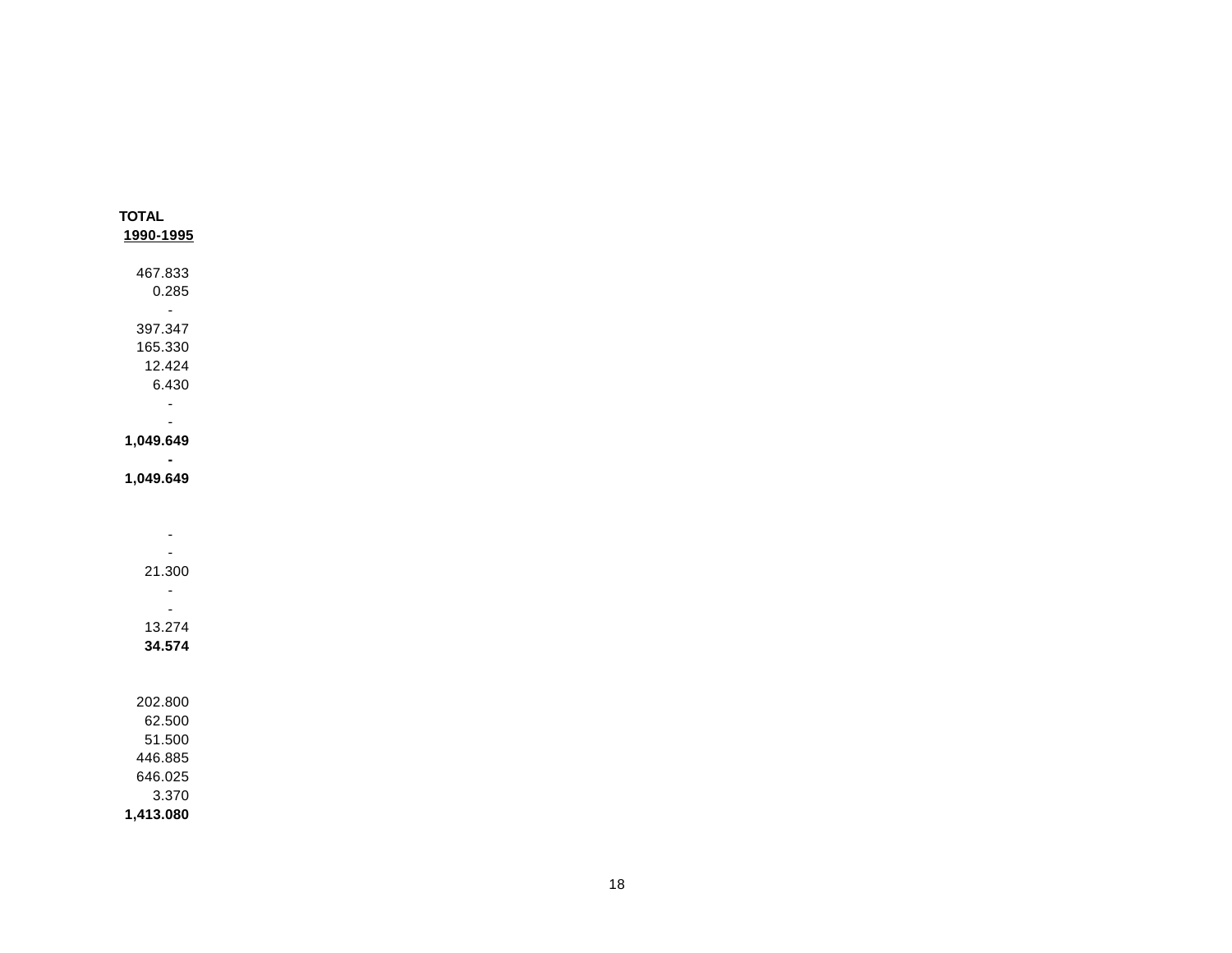| TOTAL |
| --- |
| 1990-1995 |
| |
| 467.833 |
| 0.285 |
| - |
| 397.347 |
| 165.330 |
| 12.424 |
| 6.430 |
| - |
| - |
| **1,049.649** |
| **-** |
| **1,049.649** |
| |
| |
| - |
| - |
| 21.300 |
| - |
| - |
| 13.274 |
| **34.574** |
| |
| |
| 202.800 |
| 62.500 |
| 51.500 |
| 446.885 |
| 646.025 |
| 3.370 |
| **1,413.080** |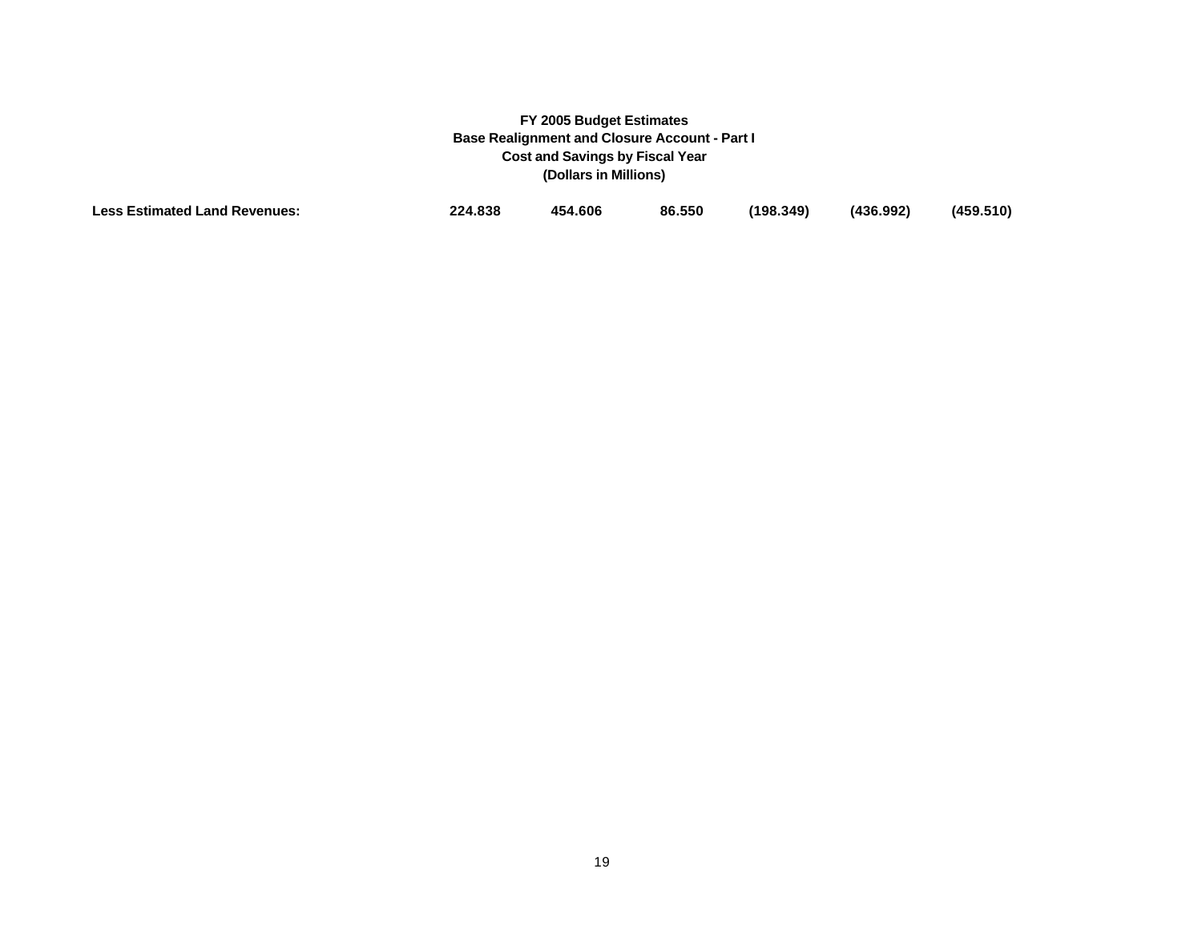**FY 2005 Budget Estimates**
**Base Realignment and Closure Account - Part I**
**Cost and Savings by Fiscal Year**
**(Dollars in Millions)**

| | | | | | | |
|---|---|---|---|---|---|---|
| **Less Estimated Land Revenues:** | **224.838** | **454.606** | **86.550** | **(198.349)** | **(436.992)** | **(459.510)** |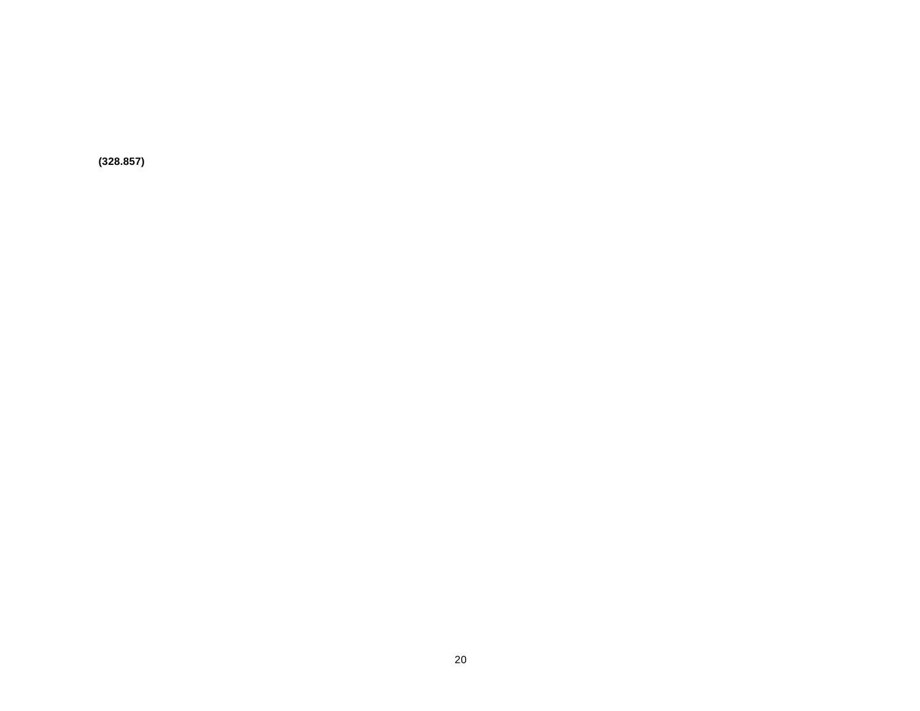**(328.857)**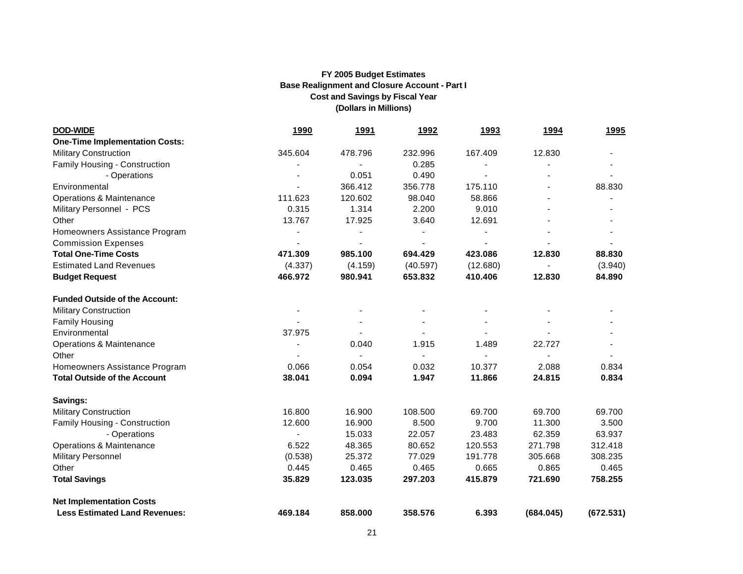**FY 2005 Budget Estimates**
**Base Realignment and Closure Account - Part I**
**Cost and Savings by Fiscal Year**
**(Dollars in Millions)**

| DOD-WIDE | 1990 | 1991 | 1992 | 1993 | 1994 | 1995 |
|---|---|---|---|---|---|---|
| **One-Time Implementation Costs:** | | | | | | |
| Military Construction | 345.604 | 478.796 | 232.996 | 167.409 | 12.830 | - |
| Family Housing - Construction | - | - | 0.285 | - | - | - |
| - Operations | - | 0.051 | 0.490 | - | - | - |
| Environmental | - | 366.412 | 356.778 | 175.110 | - | 88.830 |
| Operations & Maintenance | 111.623 | 120.602 | 98.040 | 58.866 | - | - |
| Military Personnel - PCS | 0.315 | 1.314 | 2.200 | 9.010 | - | - |
| Other | 13.767 | 17.925 | 3.640 | 12.691 | - | - |
| Homeowners Assistance Program | - | - | - | - | - | - |
| Commission Expenses | - | - | - | - | - | - |
| **Total One-Time Costs** | **471.309** | **985.100** | **694.429** | **423.086** | **12.830** | **88.830** |
| Estimated Land Revenues | (4.337) | (4.159) | (40.597) | (12.680) | - | (3.940) |
| **Budget Request** | **466.972** | **980.941** | **653.832** | **410.406** | **12.830** | **84.890** |
| | | | | | | |
| **Funded Outside of the Account:** | | | | | | |
| Military Construction | - | - | - | - | - | - |
| Family Housing | - | - | - | - | - | - |
| Environmental | 37.975 | - | - | - | - | - |
| Operations & Maintenance | - | 0.040 | 1.915 | 1.489 | 22.727 | - |
| Other | - | - | - | - | - | - |
| Homeowners Assistance Program | 0.066 | 0.054 | 0.032 | 10.377 | 2.088 | 0.834 |
| **Total Outside of the Account** | **38.041** | **0.094** | **1.947** | **11.866** | **24.815** | **0.834** |
| | | | | | | |
| **Savings:** | | | | | | |
| Military Construction | 16.800 | 16.900 | 108.500 | 69.700 | 69.700 | 69.700 |
| Family Housing - Construction | 12.600 | 16.900 | 8.500 | 9.700 | 11.300 | 3.500 |
| - Operations | - | 15.033 | 22.057 | 23.483 | 62.359 | 63.937 |
| Operations & Maintenance | 6.522 | 48.365 | 80.652 | 120.553 | 271.798 | 312.418 |
| Military Personnel | (0.538) | 25.372 | 77.029 | 191.778 | 305.668 | 308.235 |
| Other | 0.445 | 0.465 | 0.465 | 0.665 | 0.865 | 0.465 |
| **Total Savings** | **35.829** | **123.035** | **297.203** | **415.879** | **721.690** | **758.255** |
| | | | | | | |
| **Net Implementation Costs Less Estimated Land Revenues:** | **469.184** | **858.000** | **358.576** | **6.393** | **(684.045)** | **(672.531)** |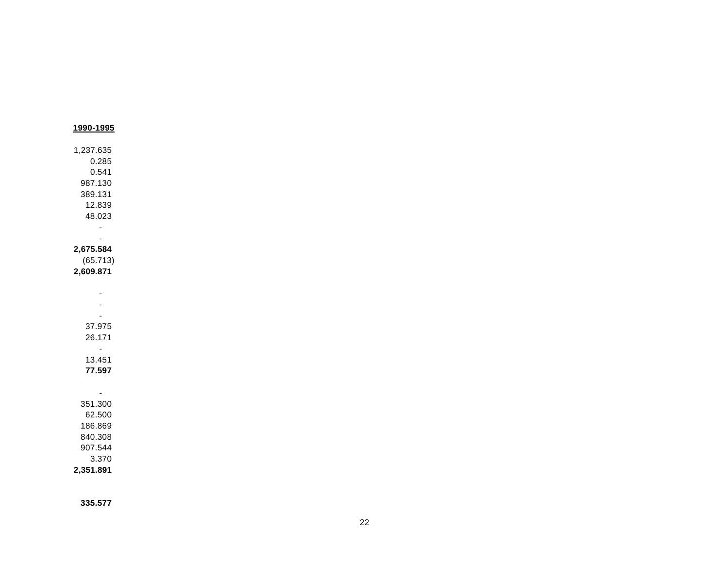| 1990-1995 |
| --- |
| |
| 1,237.635 |
| 0.285 |
| 0.541 |
| 987.130 |
| 389.131 |
| 12.839 |
| 48.023 |
| - |
| - |
| **2,675.584** |
| (65.713) |
| **2,609.871** |
| |
| - |
| - |
| - |
| 37.975 |
| 26.171 |
| - |
| 13.451 |
| **77.597** |
| |
| - |
| 351.300 |
| 62.500 |
| 186.869 |
| 840.308 |
| 907.544 |
| 3.370 |
| **2,351.891** |
| |
| **335.577** |